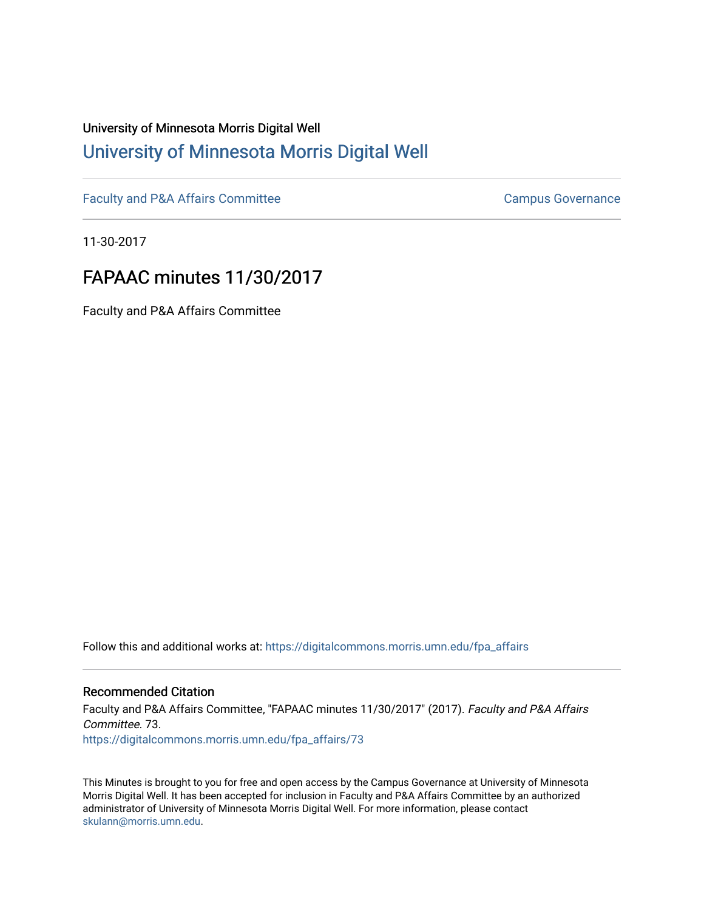University of Minnesota Morris Digital Well

# University of Minnesota Morris Digital Well

Faculty and P&A Affairs Committee

Campus Governance

11-30-2017

## FAPAAC minutes 11/30/2017

Faculty and P&A Affairs Committee

Follow this and additional works at: https://digitalcommons.morris.umn.edu/fpa_affairs

### Recommended Citation

Faculty and P&A Affairs Committee, "FAPAAC minutes 11/30/2017" (2017). *Faculty and P&A Affairs Committee*. 73.
https://digitalcommons.morris.umn.edu/fpa_affairs/73

This Minutes is brought to you for free and open access by the Campus Governance at University of Minnesota Morris Digital Well. It has been accepted for inclusion in Faculty and P&A Affairs Committee by an authorized administrator of University of Minnesota Morris Digital Well. For more information, please contact skulann@morris.umn.edu.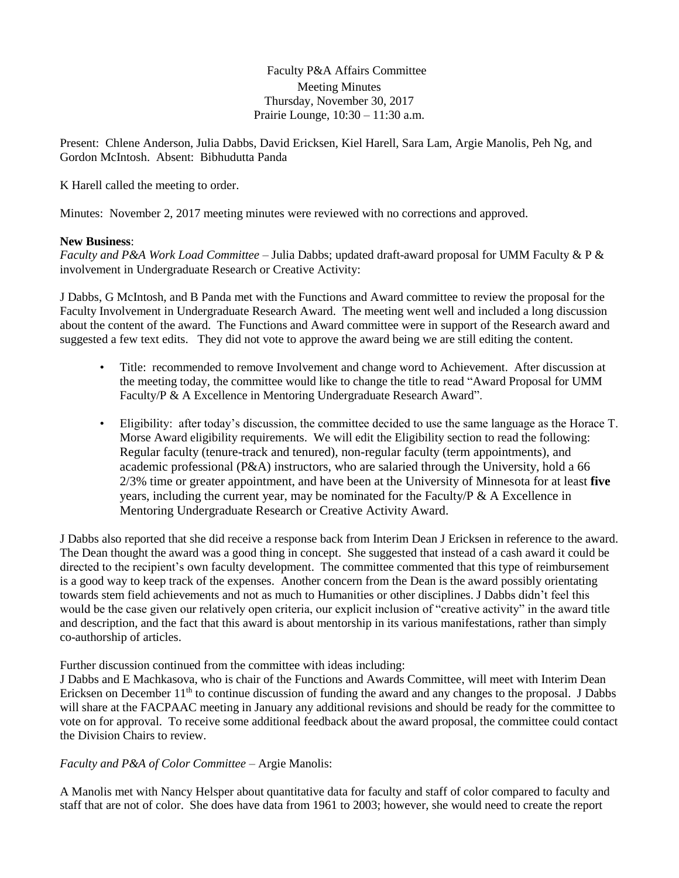Faculty P&A Affairs Committee
Meeting Minutes
Thursday, November 30, 2017
Prairie Lounge, 10:30 – 11:30 a.m.

Present: Chlene Anderson, Julia Dabbs, David Ericksen, Kiel Harell, Sara Lam, Argie Manolis, Peh Ng, and Gordon McIntosh. Absent: Bibhudutta Panda

K Harell called the meeting to order.

Minutes: November 2, 2017 meeting minutes were reviewed with no corrections and approved.

**New Business**:

*Faculty and P&A Work Load Committee* – Julia Dabbs; updated draft-award proposal for UMM Faculty & P & involvement in Undergraduate Research or Creative Activity:

J Dabbs, G McIntosh, and B Panda met with the Functions and Award committee to review the proposal for the Faculty Involvement in Undergraduate Research Award. The meeting went well and included a long discussion about the content of the award. The Functions and Award committee were in support of the Research award and suggested a few text edits. They did not vote to approve the award being we are still editing the content.

- Title: recommended to remove Involvement and change word to Achievement. After discussion at the meeting today, the committee would like to change the title to read "Award Proposal for UMM Faculty/P & A Excellence in Mentoring Undergraduate Research Award".
- Eligibility: after today's discussion, the committee decided to use the same language as the Horace T. Morse Award eligibility requirements. We will edit the Eligibility section to read the following: Regular faculty (tenure-track and tenured), non-regular faculty (term appointments), and academic professional (P&A) instructors, who are salaried through the University, hold a 66 2/3% time or greater appointment, and have been at the University of Minnesota for at least **five** years, including the current year, may be nominated for the Faculty/P & A Excellence in Mentoring Undergraduate Research or Creative Activity Award.

J Dabbs also reported that she did receive a response back from Interim Dean J Ericksen in reference to the award. The Dean thought the award was a good thing in concept. She suggested that instead of a cash award it could be directed to the recipient's own faculty development. The committee commented that this type of reimbursement is a good way to keep track of the expenses. Another concern from the Dean is the award possibly orientating towards stem field achievements and not as much to Humanities or other disciplines. J Dabbs didn't feel this would be the case given our relatively open criteria, our explicit inclusion of "creative activity" in the award title and description, and the fact that this award is about mentorship in its various manifestations, rather than simply co-authorship of articles.

Further discussion continued from the committee with ideas including:
J Dabbs and E Machkasova, who is chair of the Functions and Awards Committee, will meet with Interim Dean Ericksen on December 11th to continue discussion of funding the award and any changes to the proposal. J Dabbs will share at the FACPAAC meeting in January any additional revisions and should be ready for the committee to vote on for approval. To receive some additional feedback about the award proposal, the committee could contact the Division Chairs to review.

*Faculty and P&A of Color Committee* – Argie Manolis:

A Manolis met with Nancy Helsper about quantitative data for faculty and staff of color compared to faculty and staff that are not of color. She does have data from 1961 to 2003; however, she would need to create the report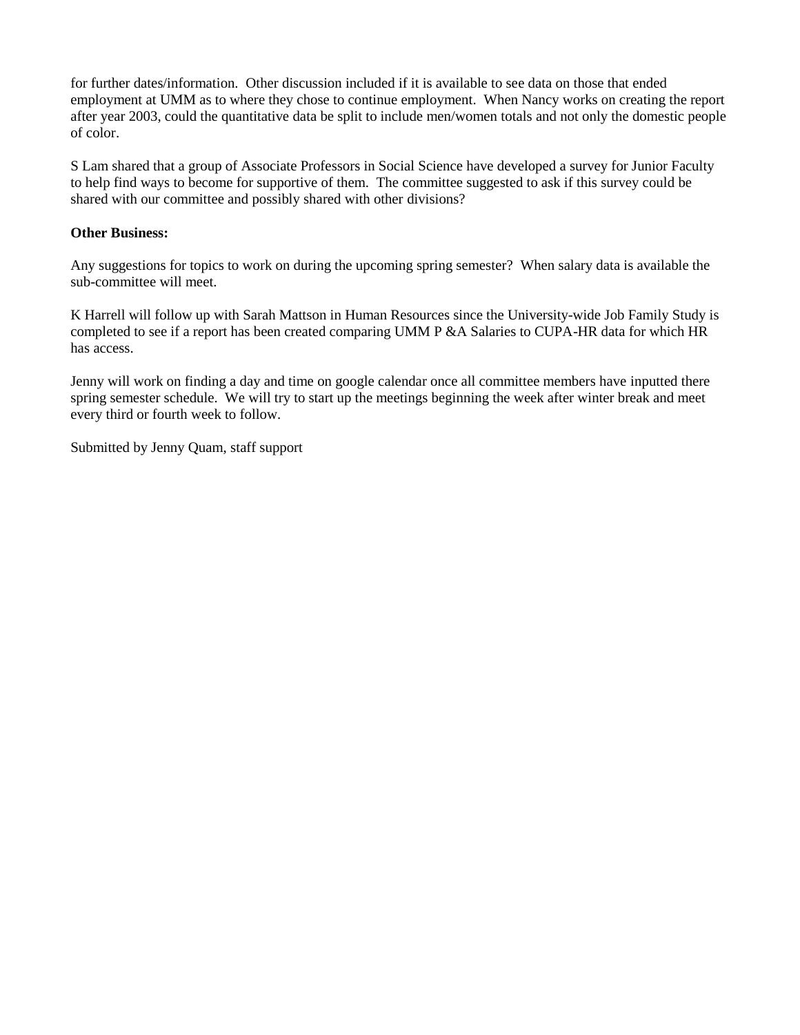for further dates/information. Other discussion included if it is available to see data on those that ended employment at UMM as to where they chose to continue employment. When Nancy works on creating the report after year 2003, could the quantitative data be split to include men/women totals and not only the domestic people of color.

S Lam shared that a group of Associate Professors in Social Science have developed a survey for Junior Faculty to help find ways to become for supportive of them. The committee suggested to ask if this survey could be shared with our committee and possibly shared with other divisions?

**Other Business:**

Any suggestions for topics to work on during the upcoming spring semester? When salary data is available the sub-committee will meet.

K Harrell will follow up with Sarah Mattson in Human Resources since the University-wide Job Family Study is completed to see if a report has been created comparing UMM P &A Salaries to CUPA-HR data for which HR has access.

Jenny will work on finding a day and time on google calendar once all committee members have inputted there spring semester schedule. We will try to start up the meetings beginning the week after winter break and meet every third or fourth week to follow.

Submitted by Jenny Quam, staff support